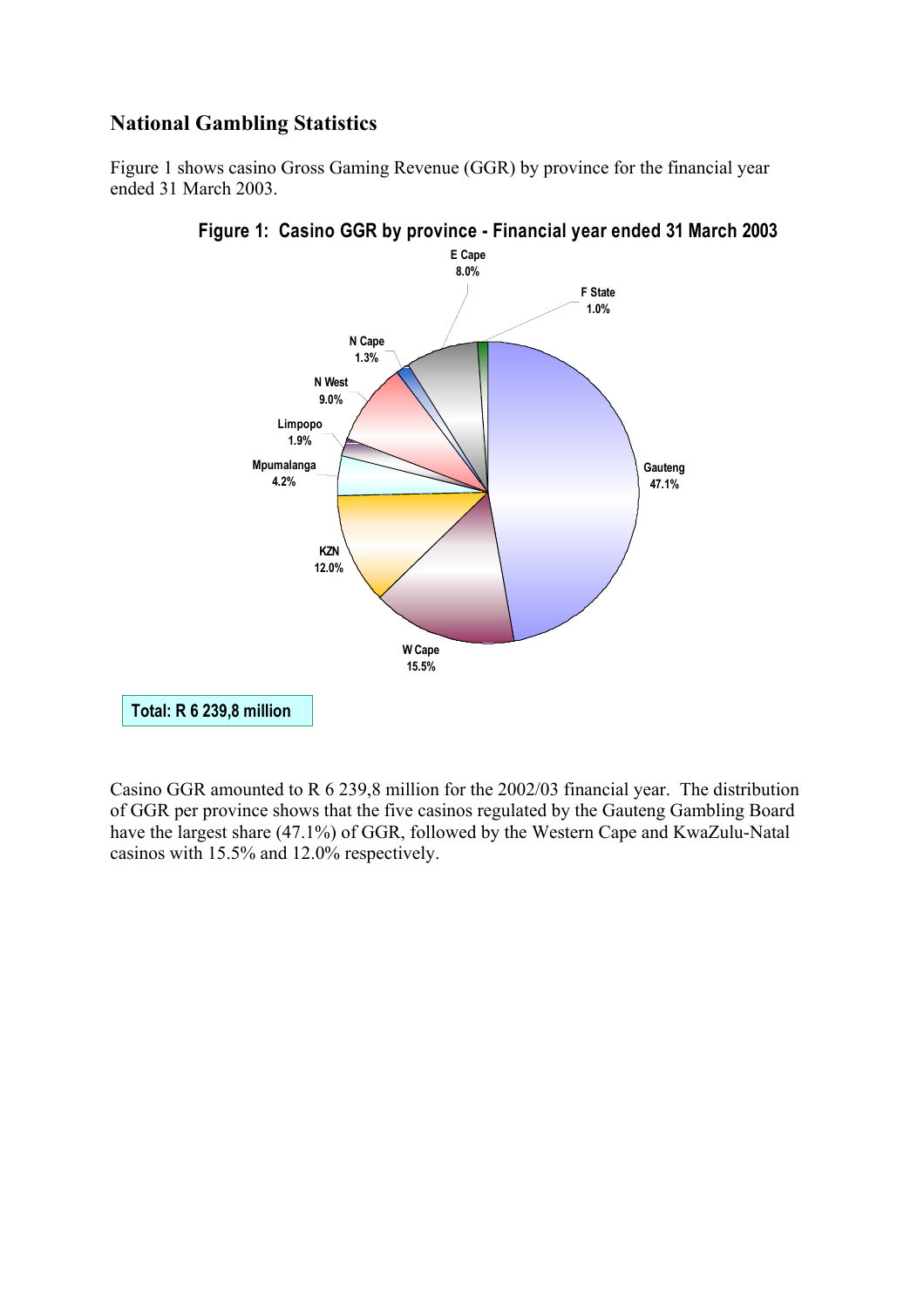## National Gambling Statistics

Figure 1 shows casino Gross Gaming Revenue (GGR) by province for the financial year ended 31 March 2003.

**Figure 1: Casino GGR by province - Financial year ended 31 March 2003**

| Province | Share |
|---|---|
| Gauteng | 47.1% |
| W Cape | 15.5% |
| KZN | 12.0% |
| Mpumalanga | 4.2% |
| Limpopo | 1.9% |
| N West | 9.0% |
| N Cape | 1.3% |
| E Cape | 8.0% |
| F State | 1.0% |

**Total: R 6 239,8 million**

Casino GGR amounted to R 6 239,8 million for the 2002/03 financial year. The distribution of GGR per province shows that the five casinos regulated by the Gauteng Gambling Board have the largest share (47.1%) of GGR, followed by the Western Cape and KwaZulu-Natal casinos with 15.5% and 12.0% respectively.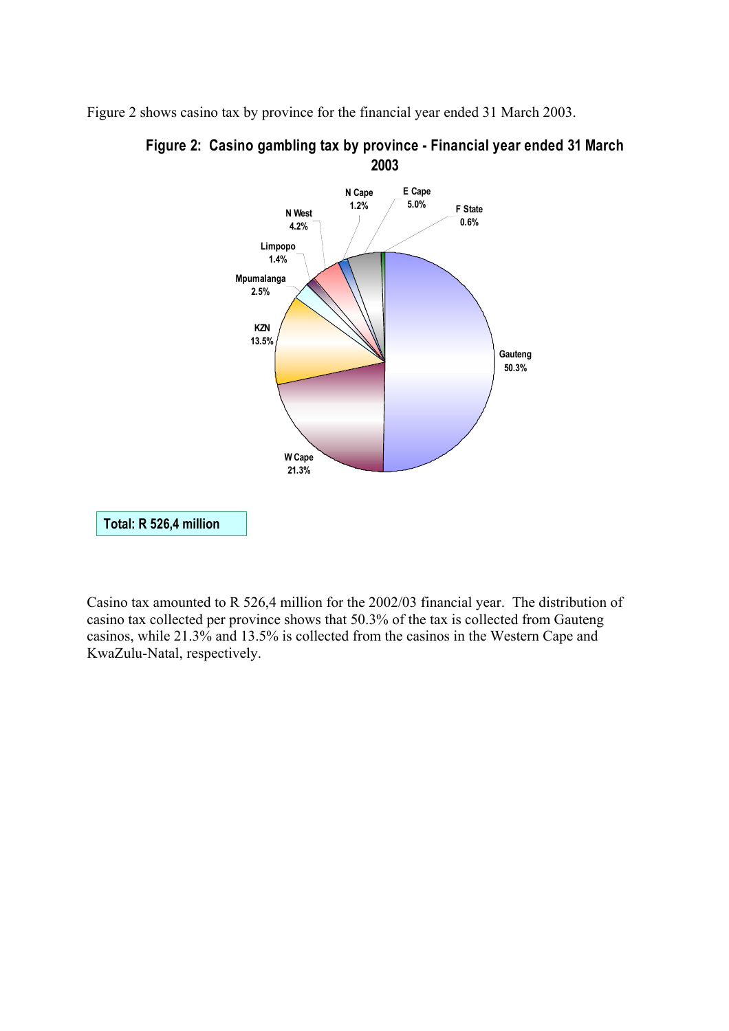Figure 2 shows casino tax by province for the financial year ended 31 March 2003.

**Figure 2: Casino gambling tax by province - Financial year ended 31 March 2003**

| Province | Share |
|---|---|
| Gauteng | 50.3% |
| W Cape | 21.3% |
| KZN | 13.5% |
| Mpumalanga | 2.5% |
| Limpopo | 1.4% |
| N West | 4.2% |
| N Cape | 1.2% |
| E Cape | 5.0% |
| F State | 0.6% |

**Total: R 526,4 million**

Casino tax amounted to R 526,4 million for the 2002/03 financial year. The distribution of casino tax collected per province shows that 50.3% of the tax is collected from Gauteng casinos, while 21.3% and 13.5% is collected from the casinos in the Western Cape and KwaZulu-Natal, respectively.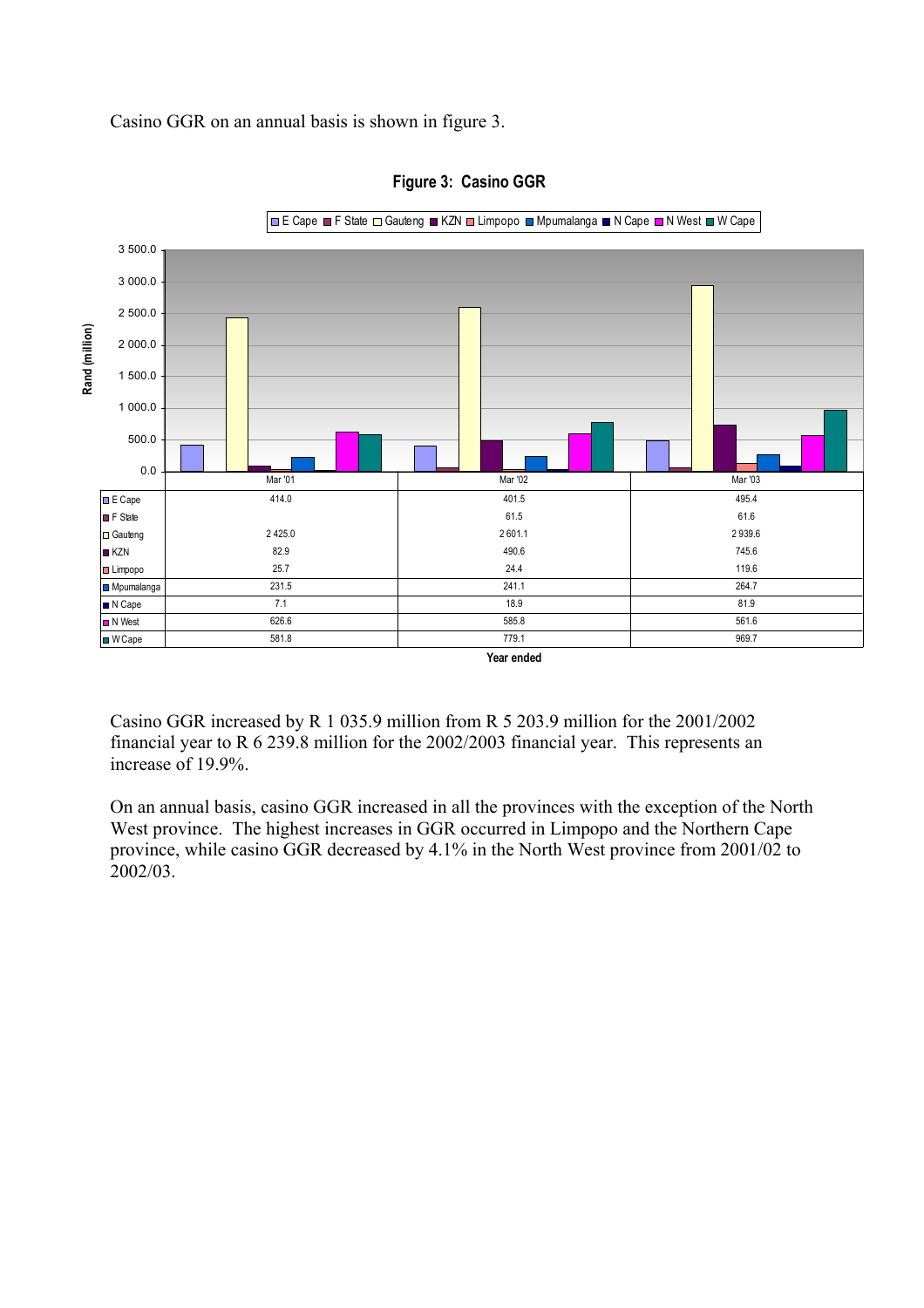Casino GGR on an annual basis is shown in figure 3.

**Figure 3: Casino GGR**

| Rand (million) | Mar '01 | Mar '02 | Mar '03 |
|---|---|---|---|
| E Cape | 414.0 | 401.5 | 495.4 |
| F State | | 61.5 | 61.6 |
| Gauteng | 2 425.0 | 2 601.1 | 2 939.6 |
| KZN | 82.9 | 490.6 | 745.6 |
| Limpopo | 25.7 | 24.4 | 119.6 |
| Mpumalanga | 231.5 | 241.1 | 264.7 |
| N Cape | 7.1 | 18.9 | 81.9 |
| N West | 626.6 | 585.8 | 561.6 |
| W Cape | 581.8 | 779.1 | 969.7 |

Year ended

Casino GGR increased by R 1 035.9 million from R 5 203.9 million for the 2001/2002 financial year to R 6 239.8 million for the 2002/2003 financial year. This represents an increase of 19.9%.

On an annual basis, casino GGR increased in all the provinces with the exception of the North West province. The highest increases in GGR occurred in Limpopo and the Northern Cape province, while casino GGR decreased by 4.1% in the North West province from 2001/02 to 2002/03.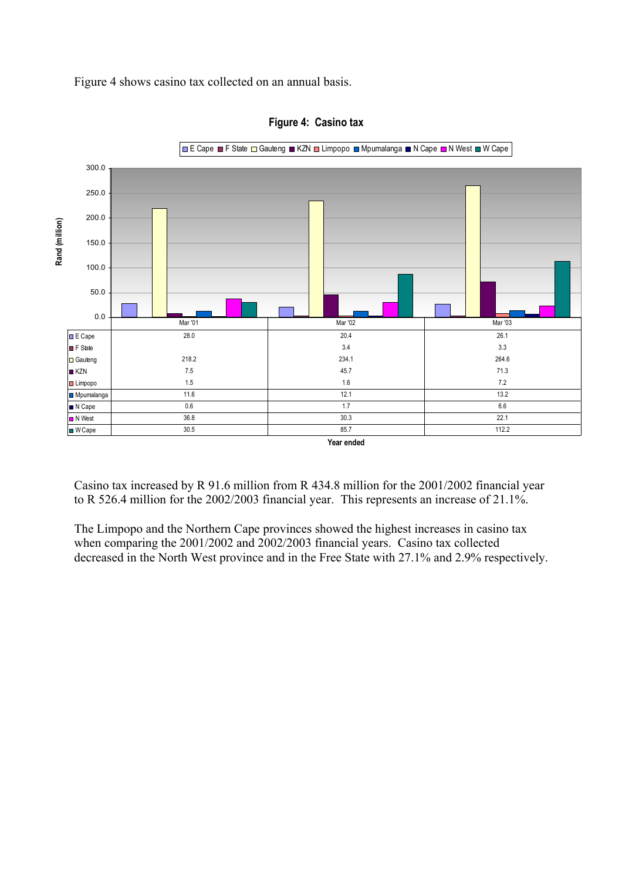Figure 4 shows casino tax collected on an annual basis.

**Figure 4: Casino tax**

| | Mar '01 | Mar '02 | Mar '03 |
|---|---|---|---|
| E Cape | 28.0 | 20.4 | 26.1 |
| F State | | 3.4 | 3.3 |
| Gauteng | 218.2 | 234.1 | 264.6 |
| KZN | 7.5 | 45.7 | 71.3 |
| Limpopo | 1.5 | 1.6 | 7.2 |
| Mpumalanga | 11.6 | 12.1 | 13.2 |
| N Cape | 0.6 | 1.7 | 6.6 |
| N West | 36.8 | 30.3 | 22.1 |
| W Cape | 30.5 | 85.7 | 112.2 |

Rand (million)

Year ended

Casino tax increased by R 91.6 million from R 434.8 million for the 2001/2002 financial year to R 526.4 million for the 2002/2003 financial year. This represents an increase of 21.1%.

The Limpopo and the Northern Cape provinces showed the highest increases in casino tax when comparing the 2001/2002 and 2002/2003 financial years. Casino tax collected decreased in the North West province and in the Free State with 27.1% and 2.9% respectively.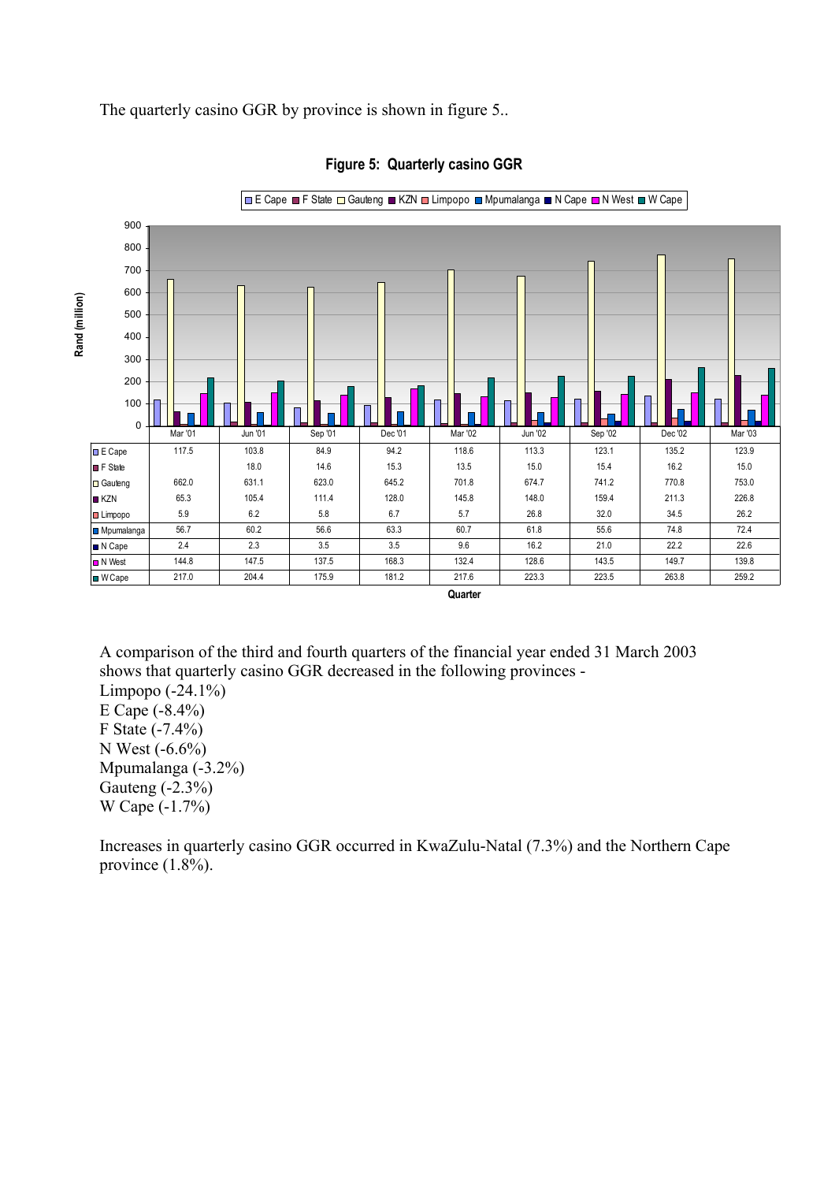The quarterly casino GGR by province is shown in figure 5..

**Figure 5: Quarterly casino GGR**

Rand (million)

| | Mar '01 | Jun '01 | Sep '01 | Dec '01 | Mar '02 | Jun '02 | Sep '02 | Dec '02 | Mar '03 |
|---|---|---|---|---|---|---|---|---|---|
| E Cape | 117.5 | 103.8 | 84.9 | 94.2 | 118.6 | 113.3 | 123.1 | 135.2 | 123.9 |
| F State | | 18.0 | 14.6 | 15.3 | 13.5 | 15.0 | 15.4 | 16.2 | 15.0 |
| Gauteng | 662.0 | 631.1 | 623.0 | 645.2 | 701.8 | 674.7 | 741.2 | 770.8 | 753.0 |
| KZN | 65.3 | 105.4 | 111.4 | 128.0 | 145.8 | 148.0 | 159.4 | 211.3 | 226.8 |
| Limpopo | 5.9 | 6.2 | 5.8 | 6.7 | 5.7 | 26.8 | 32.0 | 34.5 | 26.2 |
| Mpumalanga | 56.7 | 60.2 | 56.6 | 63.3 | 60.7 | 61.8 | 55.6 | 74.8 | 72.4 |
| N Cape | 2.4 | 2.3 | 3.5 | 3.5 | 9.6 | 16.2 | 21.0 | 22.2 | 22.6 |
| N West | 144.8 | 147.5 | 137.5 | 168.3 | 132.4 | 128.6 | 143.5 | 149.7 | 139.8 |
| W Cape | 217.0 | 204.4 | 175.9 | 181.2 | 217.6 | 223.3 | 223.5 | 263.8 | 259.2 |

Quarter

A comparison of the third and fourth quarters of the financial year ended 31 March 2003 shows that quarterly casino GGR decreased in the following provinces -

Limpopo (-24.1%)
E Cape (-8.4%)
F State (-7.4%)
N West (-6.6%)
Mpumalanga (-3.2%)
Gauteng (-2.3%)
W Cape (-1.7%)

Increases in quarterly casino GGR occurred in KwaZulu-Natal (7.3%) and the Northern Cape province (1.8%).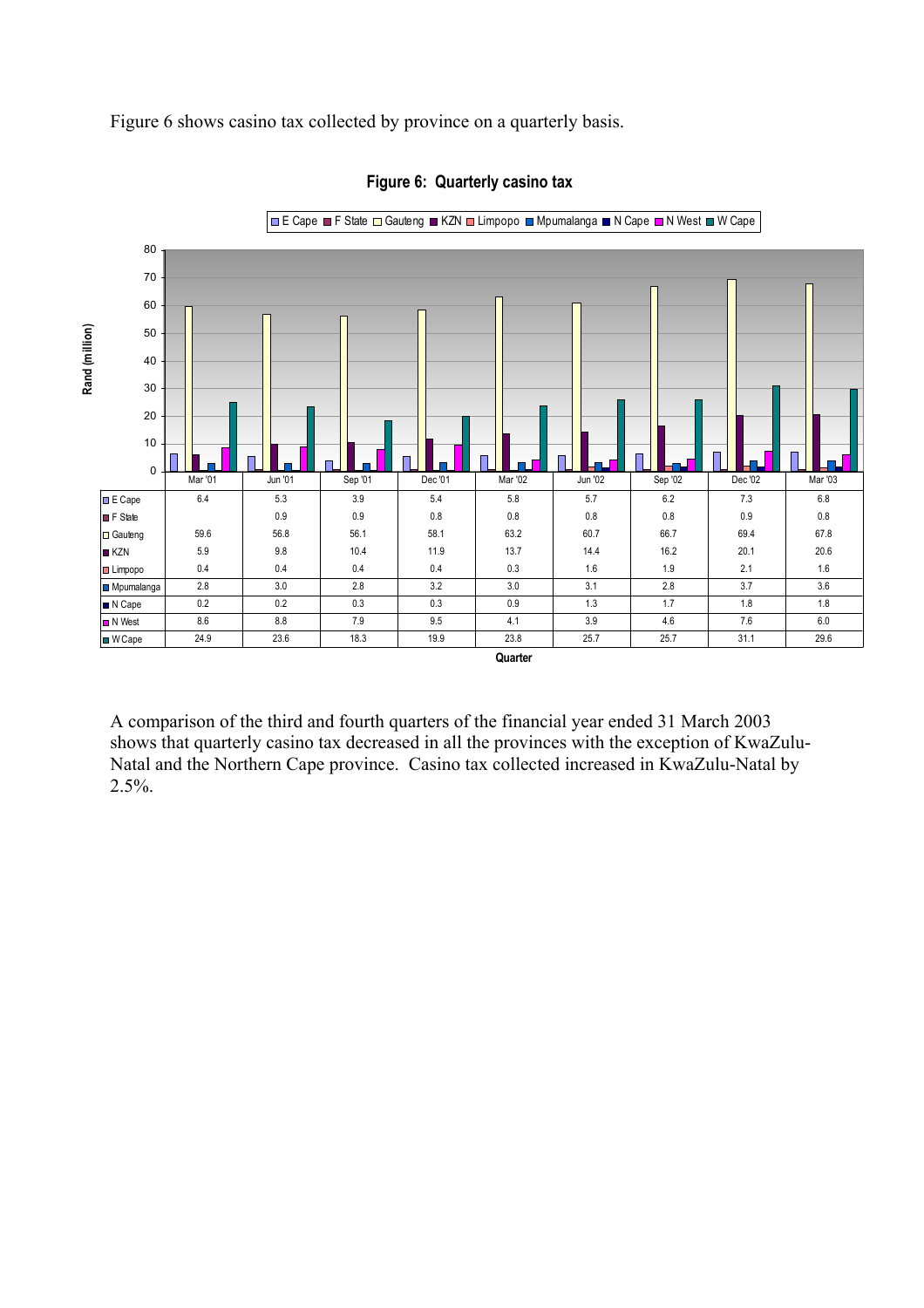Figure 6 shows casino tax collected by province on a quarterly basis.

**Figure 6: Quarterly casino tax**

| Rand (million) | Mar '01 | Jun '01 | Sep '01 | Dec '01 | Mar '02 | Jun '02 | Sep '02 | Dec '02 | Mar '03 |
|---|---|---|---|---|---|---|---|---|---|
| E Cape | 6.4 | 5.3 | 3.9 | 5.4 | 5.8 | 5.7 | 6.2 | 7.3 | 6.8 |
| F State | | 0.9 | 0.9 | 0.8 | 0.8 | 0.8 | 0.8 | 0.9 | 0.8 |
| Gauteng | 59.6 | 56.8 | 56.1 | 58.1 | 63.2 | 60.7 | 66.7 | 69.4 | 67.8 |
| KZN | 5.9 | 9.8 | 10.4 | 11.9 | 13.7 | 14.4 | 16.2 | 20.1 | 20.6 |
| Limpopo | 0.4 | 0.4 | 0.4 | 0.4 | 0.3 | 1.6 | 1.9 | 2.1 | 1.6 |
| Mpumalanga | 2.8 | 3.0 | 2.8 | 3.2 | 3.0 | 3.1 | 2.8 | 3.7 | 3.6 |
| N Cape | 0.2 | 0.2 | 0.3 | 0.3 | 0.9 | 1.3 | 1.7 | 1.8 | 1.8 |
| N West | 8.6 | 8.8 | 7.9 | 9.5 | 4.1 | 3.9 | 4.6 | 7.6 | 6.0 |
| W Cape | 24.9 | 23.6 | 18.3 | 19.9 | 23.8 | 25.7 | 25.7 | 31.1 | 29.6 |

Quarter

A comparison of the third and fourth quarters of the financial year ended 31 March 2003 shows that quarterly casino tax decreased in all the provinces with the exception of KwaZulu-Natal and the Northern Cape province. Casino tax collected increased in KwaZulu-Natal by 2.5%.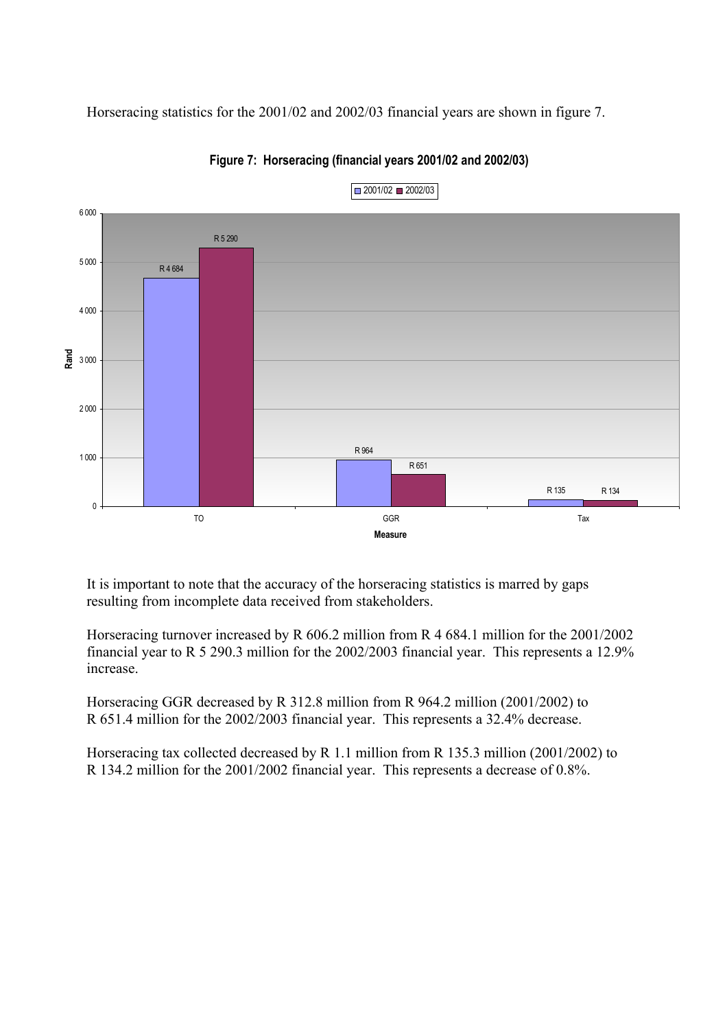Horseracing statistics for the 2001/02 and 2002/03 financial years are shown in figure 7.

**Figure 7: Horseracing (financial years 2001/02 and 2002/03)**

2001/02 2002/03

Rand

6 000
5 000
4 000
3 000
2 000
1 000
0

R 4 684
R 5 290
R 964
R 651
R 135
R 134

TO
GGR
Tax

Measure

It is important to note that the accuracy of the horseracing statistics is marred by gaps resulting from incomplete data received from stakeholders.

Horseracing turnover increased by R 606.2 million from R 4 684.1 million for the 2001/2002 financial year to R 5 290.3 million for the 2002/2003 financial year. This represents a 12.9% increase.

Horseracing GGR decreased by R 312.8 million from R 964.2 million (2001/2002) to R 651.4 million for the 2002/2003 financial year. This represents a 32.4% decrease.

Horseracing tax collected decreased by R 1.1 million from R 135.3 million (2001/2002) to R 134.2 million for the 2001/2002 financial year. This represents a decrease of 0.8%.